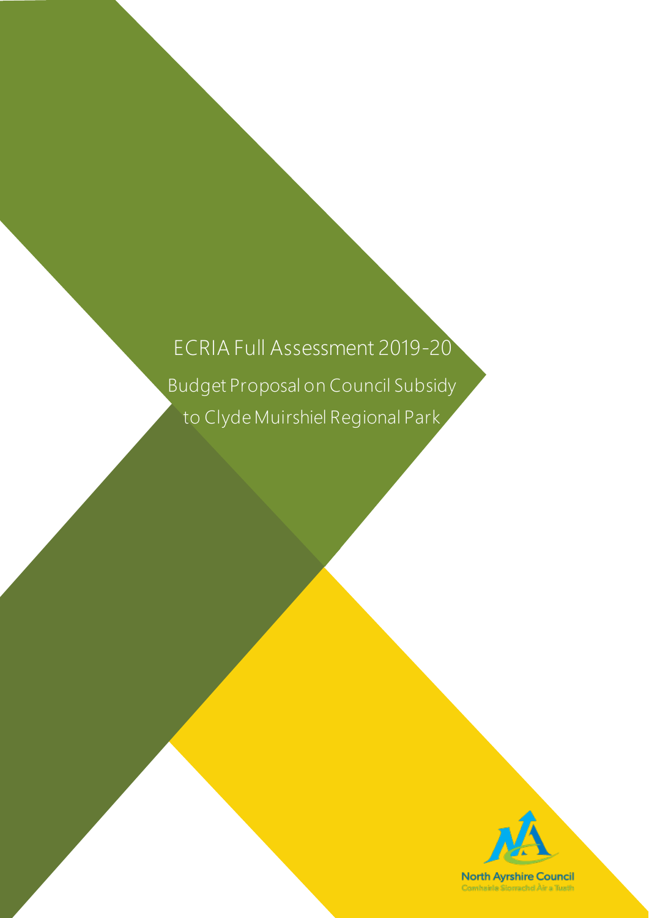# ECRIA Full Assessment 2019-20

## Budget Proposal on Council Subsidy to Clyde Muirshiel Regional Park

North Ayrshire Council
Comhairle Siorrachd Àir a Tuath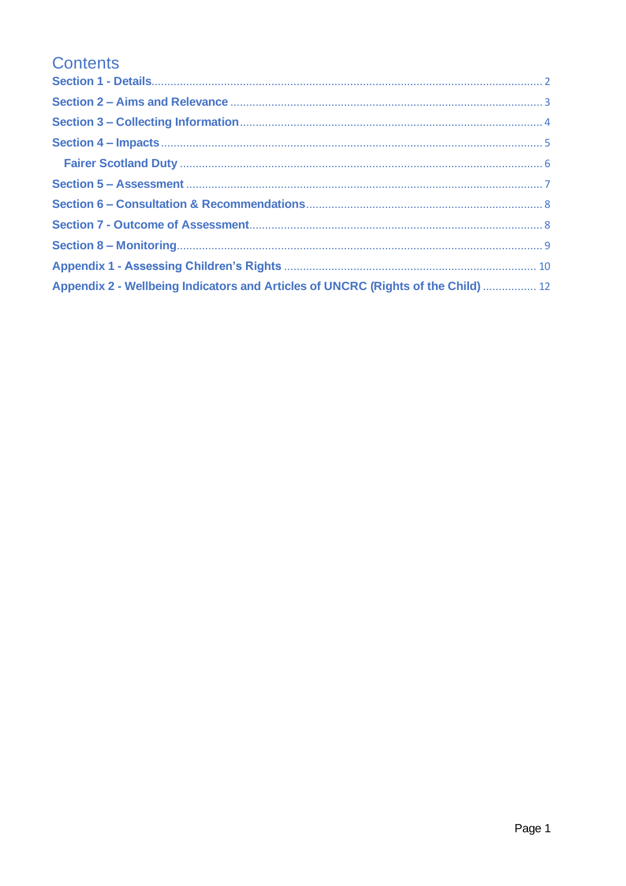# Contents

Section 1 - Details ..... 2

Section 2 – Aims and Relevance ..... 3

Section 3 – Collecting Information ..... 4

Section 4 – Impacts ..... 5

- Fairer Scotland Duty ..... 6

Section 5 – Assessment ..... 7

Section 6 – Consultation & Recommendations ..... 8

Section 7 - Outcome of Assessment ..... 8

Section 8 – Monitoring ..... 9

Appendix 1 - Assessing Children's Rights ..... 10

Appendix 2 - Wellbeing Indicators and Articles of UNCRC (Rights of the Child) ..... 12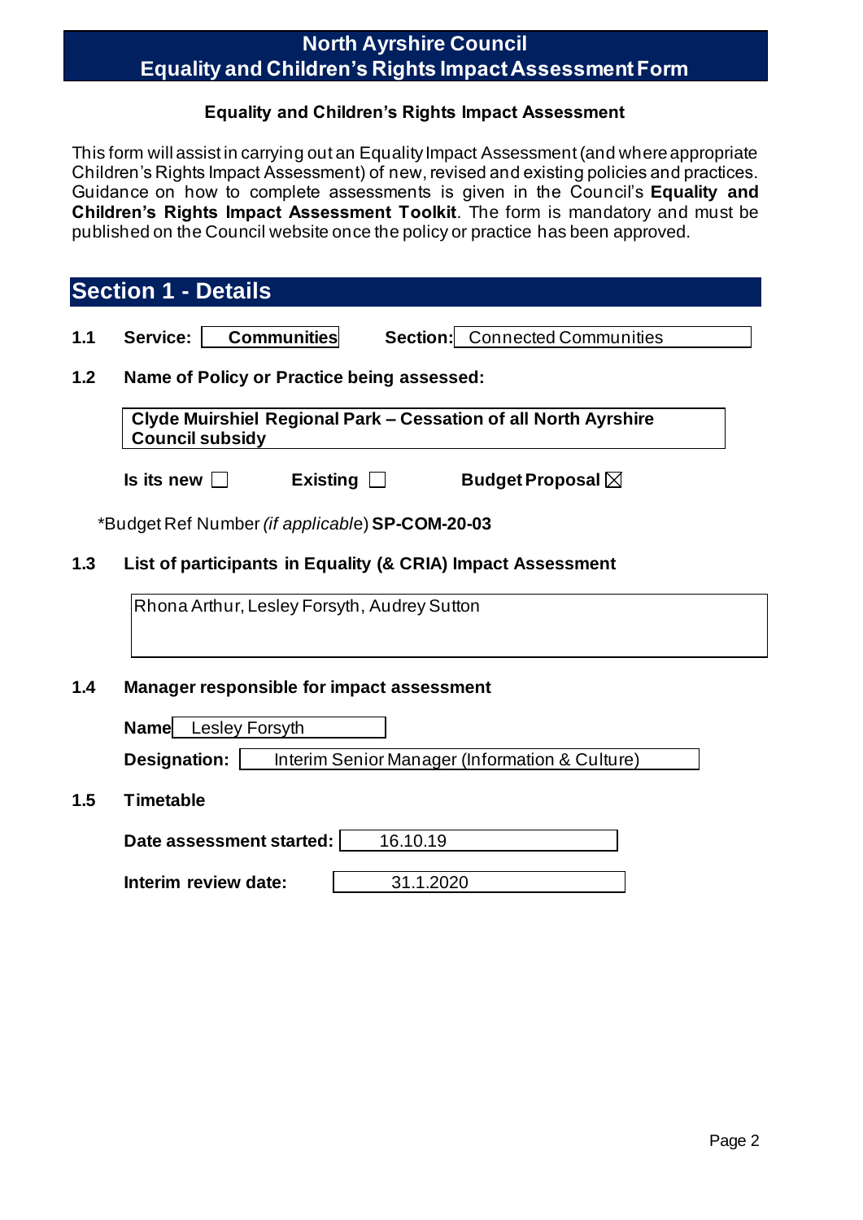# North Ayrshire Council
# Equality and Children's Rights Impact Assessment Form

**Equality and Children's Rights Impact Assessment**

This form will assist in carrying out an Equality Impact Assessment (and where appropriate Children's Rights Impact Assessment) of new, revised and existing policies and practices. Guidance on how to complete assessments is given in the Council's **Equality and Children's Rights Impact Assessment Toolkit**. The form is mandatory and must be published on the Council website once the policy or practice has been approved.

## Section 1 - Details

**1.1 Service:** Communities **Section:** Connected Communities

**1.2 Name of Policy or Practice being assessed:**

**Clyde Muirshiel Regional Park – Cessation of all North Ayrshire Council subsidy**

**Is its new** ☐ **Existing** ☐ **Budget Proposal** ☒

*Budget Ref Number *(if applicable)* **SP-COM-20-03**

**1.3 List of participants in Equality (& CRIA) Impact Assessment**

Rhona Arthur, Lesley Forsyth, Audrey Sutton

**1.4 Manager responsible for impact assessment**

**Name** Lesley Forsyth

**Designation:** Interim Senior Manager (Information & Culture)

**1.5 Timetable**

**Date assessment started:** 16.10.19

**Interim review date:** 31.1.2020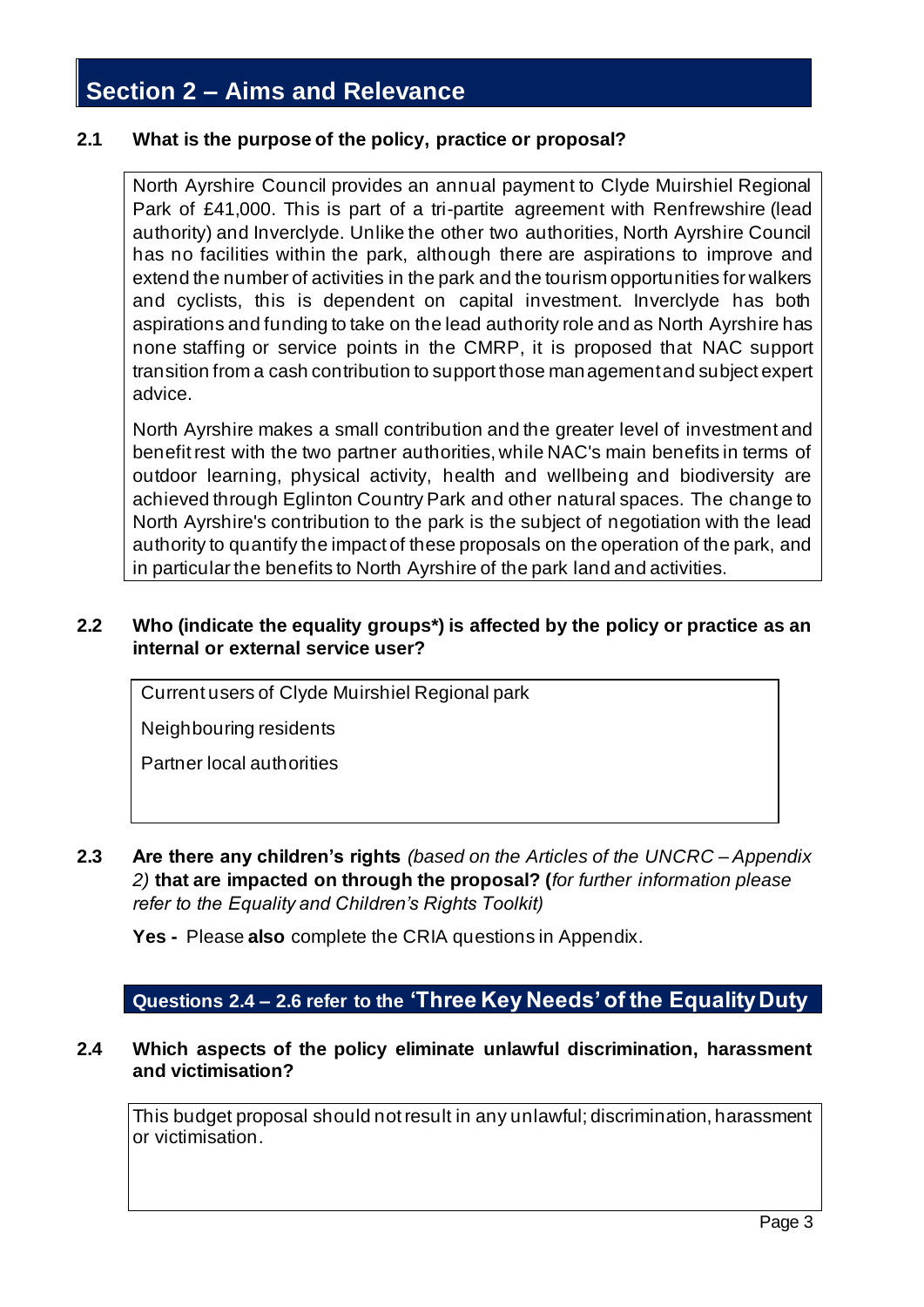## Section 2 – Aims and Relevance

**2.1 What is the purpose of the policy, practice or proposal?**

North Ayrshire Council provides an annual payment to Clyde Muirshiel Regional Park of £41,000. This is part of a tri-partite agreement with Renfrewshire (lead authority) and Inverclyde. Unlike the other two authorities, North Ayrshire Council has no facilities within the park, although there are aspirations to improve and extend the number of activities in the park and the tourism opportunities for walkers and cyclists, this is dependent on capital investment. Inverclyde has both aspirations and funding to take on the lead authority role and as North Ayrshire has none staffing or service points in the CMRP, it is proposed that NAC support transition from a cash contribution to support those management and subject expert advice.

North Ayrshire makes a small contribution and the greater level of investment and benefit rest with the two partner authorities, while NAC's main benefits in terms of outdoor learning, physical activity, health and wellbeing and biodiversity are achieved through Eglinton Country Park and other natural spaces. The change to North Ayrshire's contribution to the park is the subject of negotiation with the lead authority to quantify the impact of these proposals on the operation of the park, and in particular the benefits to North Ayrshire of the park land and activities.

**2.2 Who (indicate the equality groups*) is affected by the policy or practice as an internal or external service user?**

Current users of Clyde Muirshiel Regional park

Neighbouring residents

Partner local authorities

**2.3 Are there any children's rights** *(based on the Articles of the UNCRC – Appendix 2)* **that are impacted on through the proposal? (***for further information please refer to the Equality and Children's Rights Toolkit)*

**Yes -** Please **also** complete the CRIA questions in Appendix.

### Questions 2.4 – 2.6 refer to the 'Three Key Needs' of the Equality Duty

**2.4 Which aspects of the policy eliminate unlawful discrimination, harassment and victimisation?**

This budget proposal should not result in any unlawful; discrimination, harassment or victimisation.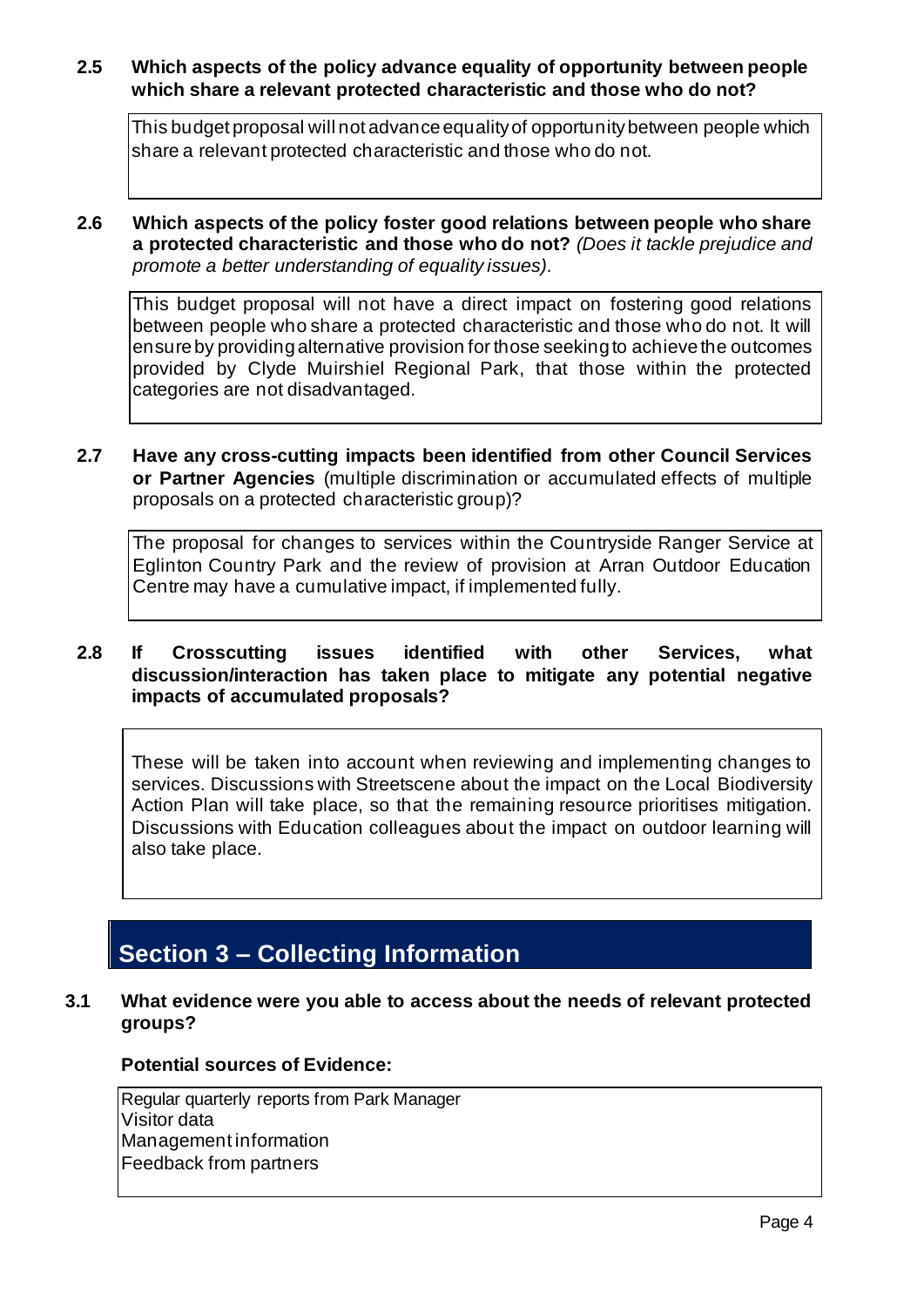**2.5 Which aspects of the policy advance equality of opportunity between people which share a relevant protected characteristic and those who do not?**

This budget proposal will not advance equality of opportunity between people which share a relevant protected characteristic and those who do not.

**2.6 Which aspects of the policy foster good relations between people who share a protected characteristic and those who do not?** *(Does it tackle prejudice and promote a better understanding of equality issues).*

This budget proposal will not have a direct impact on fostering good relations between people who share a protected characteristic and those who do not. It will ensure by providing alternative provision for those seeking to achieve the outcomes provided by Clyde Muirshiel Regional Park, that those within the protected categories are not disadvantaged.

**2.7 Have any cross-cutting impacts been identified from other Council Services or Partner Agencies** (multiple discrimination or accumulated effects of multiple proposals on a protected characteristic group)?

The proposal for changes to services within the Countryside Ranger Service at Eglinton Country Park and the review of provision at Arran Outdoor Education Centre may have a cumulative impact, if implemented fully.

**2.8 If Crosscutting issues identified with other Services, what discussion/interaction has taken place to mitigate any potential negative impacts of accumulated proposals?**

These will be taken into account when reviewing and implementing changes to services. Discussions with Streetscene about the impact on the Local Biodiversity Action Plan will take place, so that the remaining resource prioritises mitigation. Discussions with Education colleagues about the impact on outdoor learning will also take place.

## Section 3 – Collecting Information

**3.1 What evidence were you able to access about the needs of relevant protected groups?**

**Potential sources of Evidence:**

Regular quarterly reports from Park Manager
Visitor data
Management information
Feedback from partners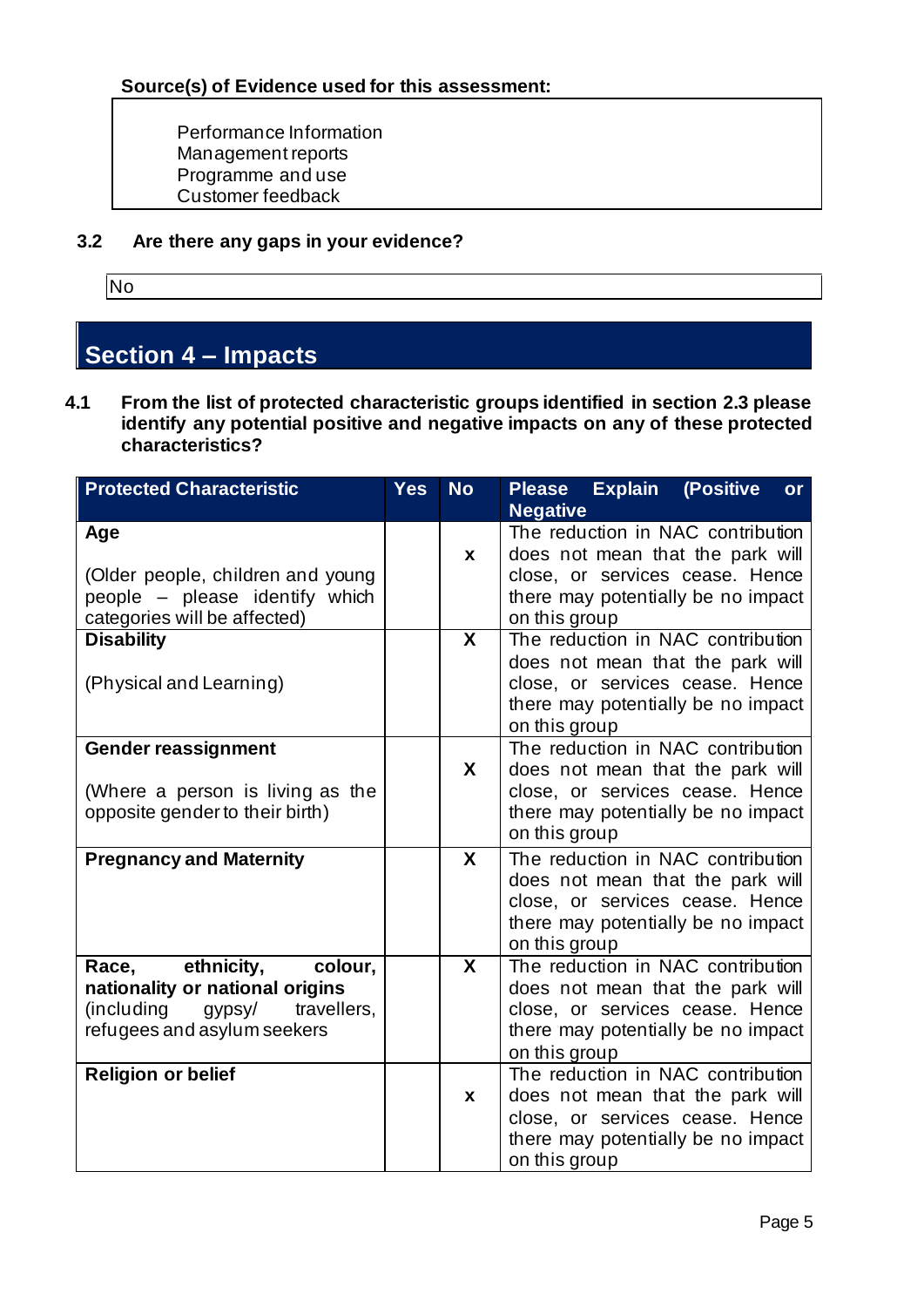**Source(s) of Evidence used for this assessment:**

Performance Information
Management reports
Programme and use
Customer feedback

**3.2 Are there any gaps in your evidence?**

No

## Section 4 – Impacts

**4.1 From the list of protected characteristic groups identified in section 2.3 please identify any potential positive and negative impacts on any of these protected characteristics?**

| Protected Characteristic | Yes | No | Please Explain (Positive or Negative |
|---|---|---|---|
| **Age**<br><br>(Older people, children and young people – please identify which categories will be affected) | | x | The reduction in NAC contribution does not mean that the park will close, or services cease. Hence there may potentially be no impact on this group |
| **Disability**<br><br>(Physical and Learning) | | X | The reduction in NAC contribution does not mean that the park will close, or services cease. Hence there may potentially be no impact on this group |
| **Gender reassignment**<br><br>(Where a person is living as the opposite gender to their birth) | | X | The reduction in NAC contribution does not mean that the park will close, or services cease. Hence there may potentially be no impact on this group |
| **Pregnancy and Maternity** | | X | The reduction in NAC contribution does not mean that the park will close, or services cease. Hence there may potentially be no impact on this group |
| **Race, ethnicity, colour, nationality or national origins** (including gypsy/ travellers, refugees and asylum seekers | | X | The reduction in NAC contribution does not mean that the park will close, or services cease. Hence there may potentially be no impact on this group |
| **Religion or belief** | | x | The reduction in NAC contribution does not mean that the park will close, or services cease. Hence there may potentially be no impact on this group |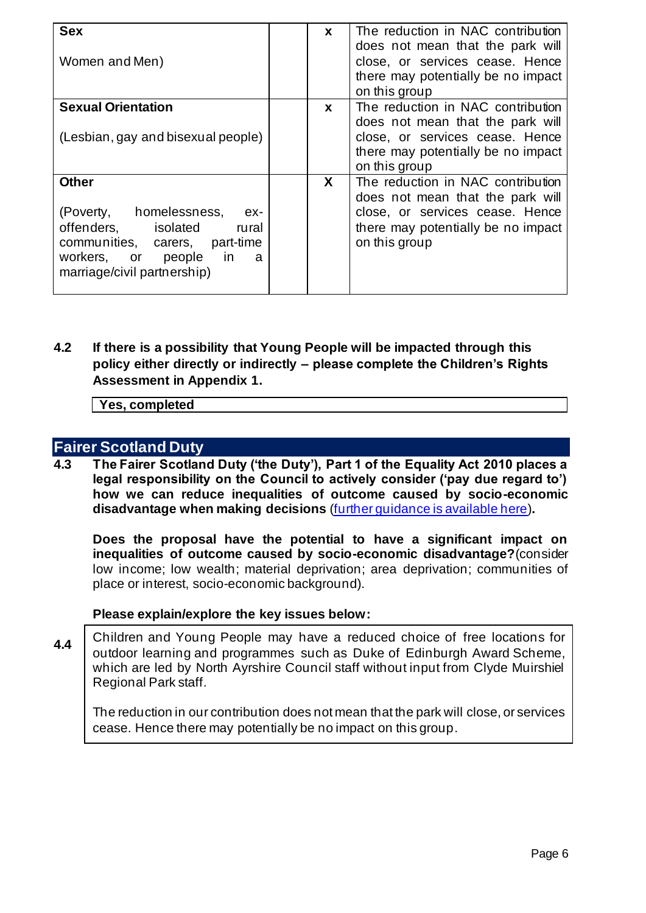| | | | |
|---|---|---|---|
| **Sex**<br><br>Women and Men) | | x | The reduction in NAC contribution does not mean that the park will close, or services cease. Hence there may potentially be no impact on this group |
| **Sexual Orientation**<br><br>(Lesbian, gay and bisexual people) | | x | The reduction in NAC contribution does not mean that the park will close, or services cease. Hence there may potentially be no impact on this group |
| **Other**<br><br>(Poverty, homelessness, ex-offenders, isolated rural communities, carers, part-time workers, or people in a marriage/civil partnership) | | X | The reduction in NAC contribution does not mean that the park will close, or services cease. Hence there may potentially be no impact on this group |

**4.2 If there is a possibility that Young People will be impacted through this policy either directly or indirectly – please complete the Children's Rights Assessment in Appendix 1.**

| **Yes, completed** |
|---|

## Fairer Scotland Duty

**4.3 The Fairer Scotland Duty ('the Duty'), Part 1 of the Equality Act 2010 places a legal responsibility on the Council to actively consider ('pay due regard to') how we can reduce inequalities of outcome caused by socio-economic disadvantage when making decisions** (further guidance is available here)**.**

**Does the proposal have the potential to have a significant impact on inequalities of outcome caused by socio-economic disadvantage?** (consider low income; low wealth; material deprivation; area deprivation; communities of place or interest, socio-economic background).

**Please explain/explore the key issues below:**

**4.4**

| |
|---|
| Children and Young People may have a reduced choice of free locations for outdoor learning and programmes such as Duke of Edinburgh Award Scheme, which are led by North Ayrshire Council staff without input from Clyde Muirshiel Regional Park staff.<br><br>The reduction in our contribution does not mean that the park will close, or services cease. Hence there may potentially be no impact on this group. |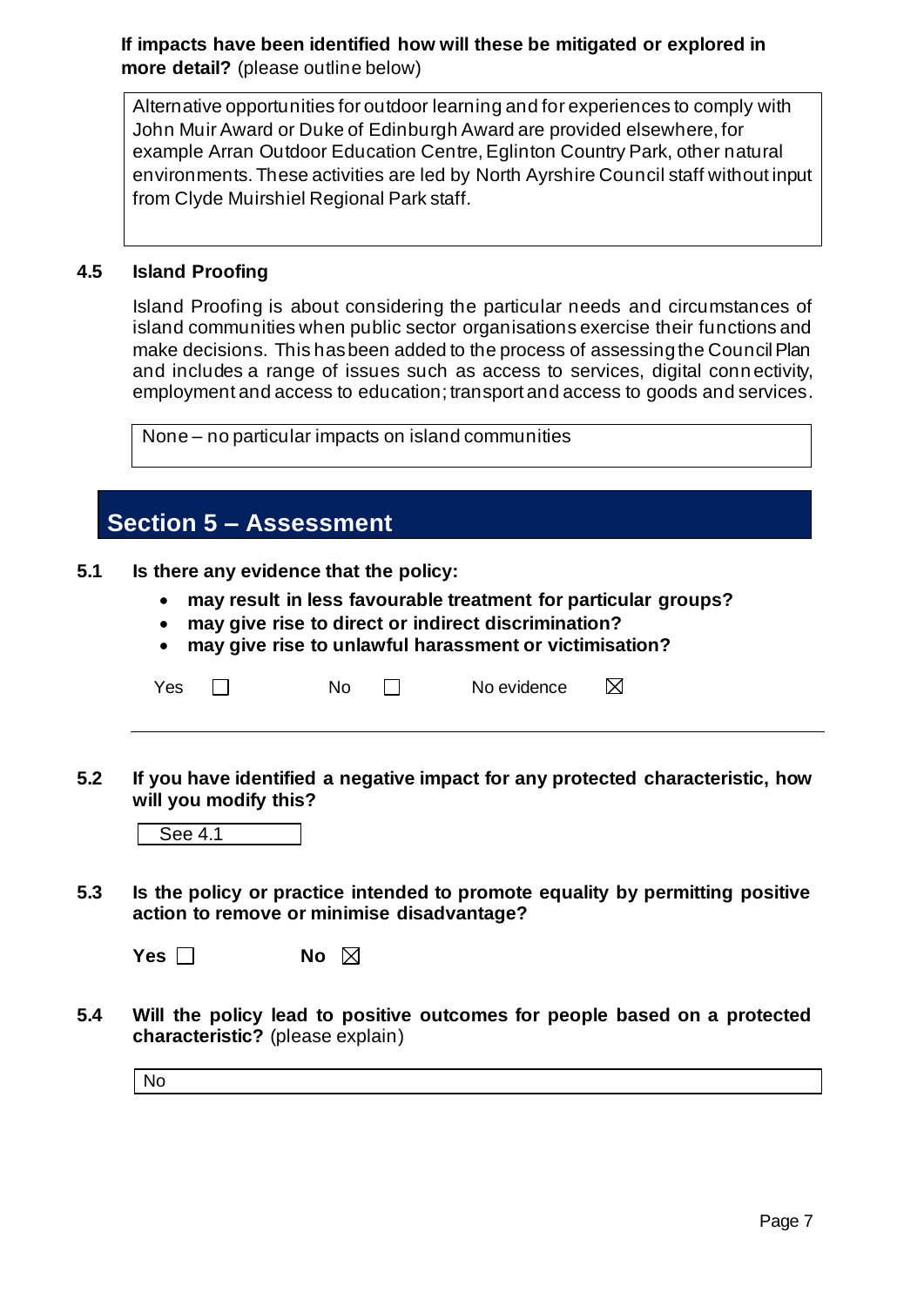**If impacts have been identified how will these be mitigated or explored in more detail?** (please outline below)

> Alternative opportunities for outdoor learning and for experiences to comply with John Muir Award or Duke of Edinburgh Award are provided elsewhere, for example Arran Outdoor Education Centre, Eglinton Country Park, other natural environments. These activities are led by North Ayrshire Council staff without input from Clyde Muirshiel Regional Park staff.

### 4.5 Island Proofing

Island Proofing is about considering the particular needs and circumstances of island communities when public sector organisations exercise their functions and make decisions. This has been added to the process of assessing the Council Plan and includes a range of issues such as access to services, digital connectivity, employment and access to education; transport and access to goods and services.

> None – no particular impacts on island communities

## Section 5 – Assessment

**5.1 Is there any evidence that the policy:**

- **may result in less favourable treatment for particular groups?**
- **may give rise to direct or indirect discrimination?**
- **may give rise to unlawful harassment or victimisation?**

Yes ☐ No ☐ No evidence ☒

---

**5.2 If you have identified a negative impact for any protected characteristic, how will you modify this?**

> See 4.1

**5.3 Is the policy or practice intended to promote equality by permitting positive action to remove or minimise disadvantage?**

**Yes** ☐ **No** ☒

**5.4 Will the policy lead to positive outcomes for people based on a protected characteristic?** (please explain)

> No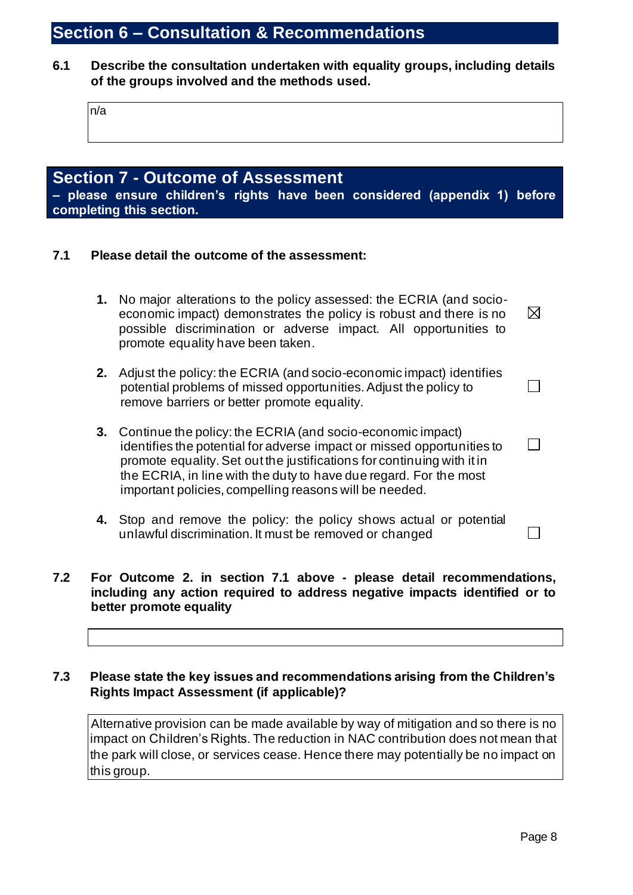## Section 6 – Consultation & Recommendations

**6.1 Describe the consultation undertaken with equality groups, including details of the groups involved and the methods used.**

n/a

## Section 7 - Outcome of Assessment

**– please ensure children's rights have been considered (appendix 1) before completing this section.**

**7.1 Please detail the outcome of the assessment:**

1. No major alterations to the policy assessed: the ECRIA (and socio-economic impact) demonstrates the policy is robust and there is no possible discrimination or adverse impact. All opportunities to promote equality have been taken. ☒
2. Adjust the policy: the ECRIA (and socio-economic impact) identifies potential problems of missed opportunities. Adjust the policy to remove barriers or better promote equality. ☐
3. Continue the policy: the ECRIA (and socio-economic impact) identifies the potential for adverse impact or missed opportunities to promote equality. Set out the justifications for continuing with it in the ECRIA, in line with the duty to have due regard. For the most important policies, compelling reasons will be needed. ☐
4. Stop and remove the policy: the policy shows actual or potential unlawful discrimination. It must be removed or changed ☐

**7.2 For Outcome 2. in section 7.1 above - please detail recommendations, including any action required to address negative impacts identified or to better promote equality**

**7.3 Please state the key issues and recommendations arising from the Children's Rights Impact Assessment (if applicable)?**

Alternative provision can be made available by way of mitigation and so there is no impact on Children's Rights. The reduction in NAC contribution does not mean that the park will close, or services cease. Hence there may potentially be no impact on this group.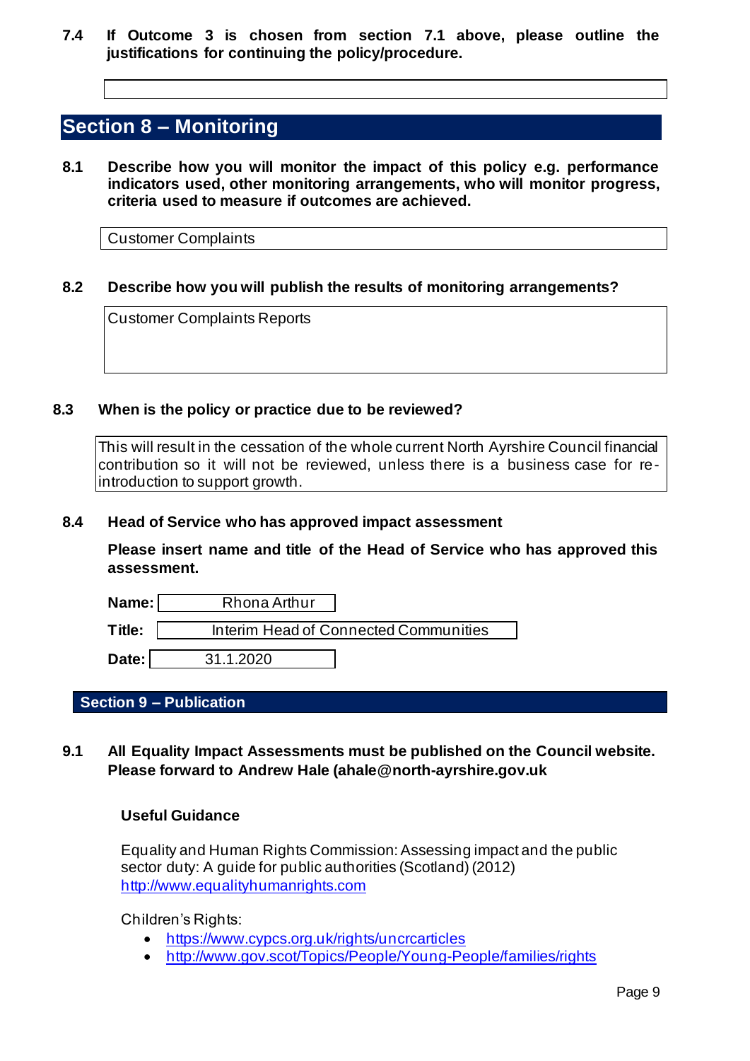**7.4 If Outcome 3 is chosen from section 7.1 above, please outline the justifications for continuing the policy/procedure.**

| |
|---|
| |

## Section 8 – Monitoring

**8.1 Describe how you will monitor the impact of this policy e.g. performance indicators used, other monitoring arrangements, who will monitor progress, criteria used to measure if outcomes are achieved.**

| Customer Complaints |
|---|

**8.2 Describe how you will publish the results of monitoring arrangements?**

| Customer Complaints Reports |
|---|

**8.3 When is the policy or practice due to be reviewed?**

| This will result in the cessation of the whole current North Ayrshire Council financial contribution so it will not be reviewed, unless there is a business case for re-introduction to support growth. |
|---|

**8.4 Head of Service who has approved impact assessment**

**Please insert name and title of the Head of Service who has approved this assessment.**

| | |
|---|---|
| **Name:** | Rhona Arthur |
| **Title:** | Interim Head of Connected Communities |
| **Date:** | 31.1.2020 |

## Section 9 – Publication

**9.1 All Equality Impact Assessments must be published on the Council website. Please forward to Andrew Hale (ahale@north-ayrshire.gov.uk**

**Useful Guidance**

Equality and Human Rights Commission: Assessing impact and the public sector duty: A guide for public authorities (Scotland) (2012)
http://www.equalityhumanrights.com

Children's Rights:

- https://www.cypcs.org.uk/rights/uncrcarticles
- http://www.gov.scot/Topics/People/Young-People/families/rights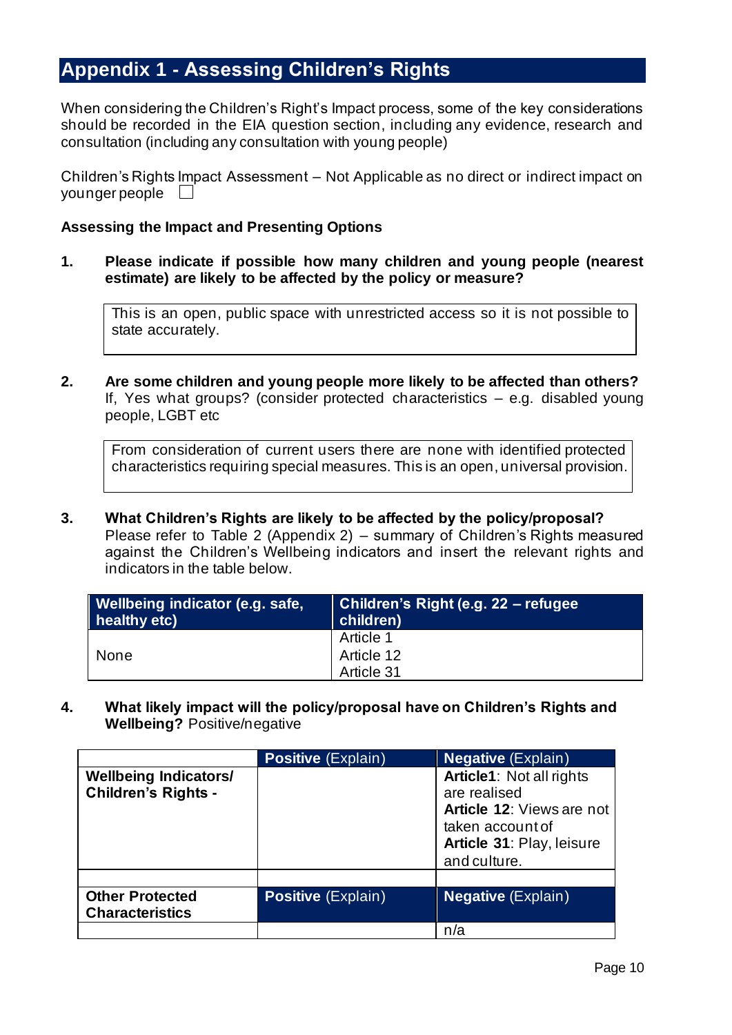## Appendix 1 - Assessing Children's Rights

When considering the Children's Right's Impact process, some of the key considerations should be recorded in the EIA question section, including any evidence, research and consultation (including any consultation with young people)

Children's Rights Impact Assessment – Not Applicable as no direct or indirect impact on younger people ☐

**Assessing the Impact and Presenting Options**

**1. Please indicate if possible how many children and young people (nearest estimate) are likely to be affected by the policy or measure?**

> This is an open, public space with unrestricted access so it is not possible to state accurately.

**2. Are some children and young people more likely to be affected than others?** If, Yes what groups? (consider protected characteristics – e.g. disabled young people, LGBT etc

> From consideration of current users there are none with identified protected characteristics requiring special measures. This is an open, universal provision.

**3. What Children's Rights are likely to be affected by the policy/proposal?** Please refer to Table 2 (Appendix 2) – summary of Children's Rights measured against the Children's Wellbeing indicators and insert the relevant rights and indicators in the table below.

| Wellbeing indicator (e.g. safe, healthy etc) | Children's Right (e.g. 22 – refugee children) |
|---|---|
| None | Article 1<br>Article 12<br>Article 31 |

**4. What likely impact will the policy/proposal have on Children's Rights and Wellbeing?** Positive/negative

| | **Positive** (Explain) | **Negative** (Explain) |
|---|---|---|
| **Wellbeing Indicators/ Children's Rights -** | | **Article1**: Not all rights are realised<br>**Article 12**: Views are not taken account of<br>**Article 31**: Play, leisure and culture. |
| | | |
| **Other Protected Characteristics** | **Positive** (Explain) | **Negative** (Explain) |
| | | n/a |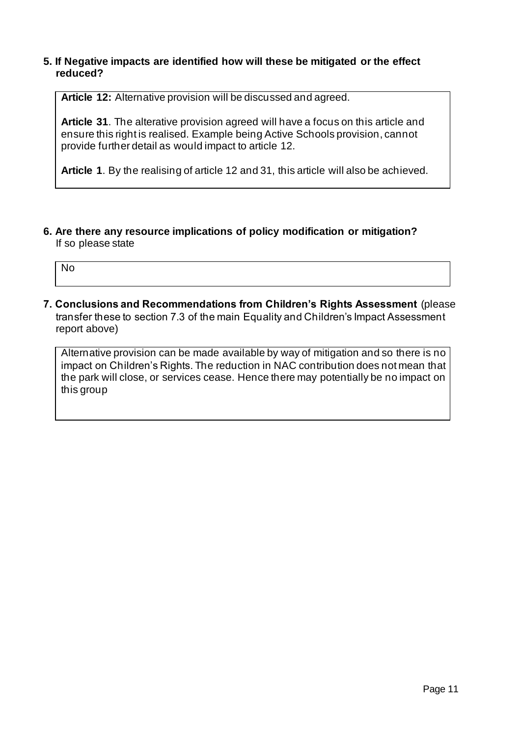**5. If Negative impacts are identified how will these be mitigated or the effect reduced?**

**Article 12:** Alternative provision will be discussed and agreed.

**Article 31**. The alterative provision agreed will have a focus on this article and ensure this right is realised. Example being Active Schools provision, cannot provide further detail as would impact to article 12.

**Article 1**. By the realising of article 12 and 31, this article will also be achieved.

**6. Are there any resource implications of policy modification or mitigation?** If so please state

No

**7. Conclusions and Recommendations from Children's Rights Assessment** (please transfer these to section 7.3 of the main Equality and Children's Impact Assessment report above)

Alternative provision can be made available by way of mitigation and so there is no impact on Children's Rights. The reduction in NAC contribution does not mean that the park will close, or services cease. Hence there may potentially be no impact on this group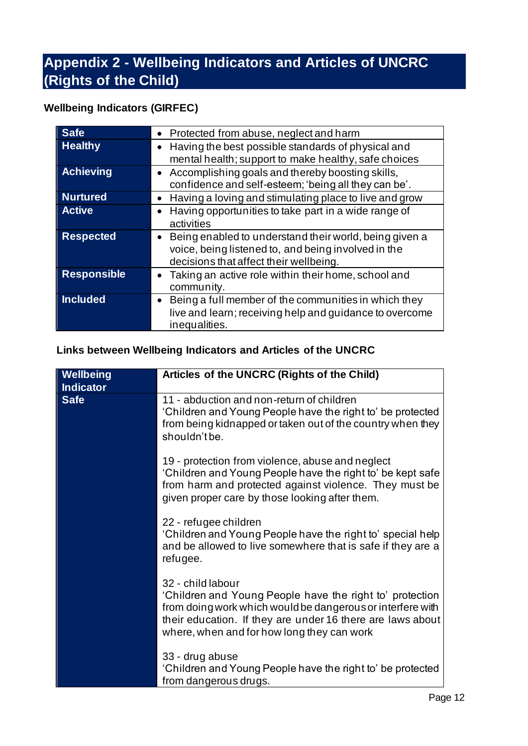# Appendix 2 - Wellbeing Indicators and Articles of UNCRC (Rights of the Child)

### Wellbeing Indicators (GIRFEC)

| | |
|---|---|
| **Safe** | • Protected from abuse, neglect and harm |
| **Healthy** | • Having the best possible standards of physical and mental health; support to make healthy, safe choices |
| **Achieving** | • Accomplishing goals and thereby boosting skills, confidence and self-esteem; 'being all they can be'. |
| **Nurtured** | • Having a loving and stimulating place to live and grow |
| **Active** | • Having opportunities to take part in a wide range of activities |
| **Respected** | • Being enabled to understand their world, being given a voice, being listened to, and being involved in the decisions that affect their wellbeing. |
| **Responsible** | • Taking an active role within their home, school and community. |
| **Included** | • Being a full member of the communities in which they live and learn; receiving help and guidance to overcome inequalities. |

### Links between Wellbeing Indicators and Articles of the UNCRC

| Wellbeing Indicator | Articles of the UNCRC (Rights of the Child) |
|---|---|
| **Safe** | 11 - abduction and non-return of children<br>'Children and Young People have the right to' be protected from being kidnapped or taken out of the country when they shouldn't be.<br><br>19 - protection from violence, abuse and neglect<br>'Children and Young People have the right to' be kept safe from harm and protected against violence. They must be given proper care by those looking after them.<br><br>22 - refugee children<br>'Children and Young People have the right to' special help and be allowed to live somewhere that is safe if they are a refugee.<br><br>32 - child labour<br>'Children and Young People have the right to' protection from doing work which would be dangerous or interfere with their education. If they are under 16 there are laws about where, when and for how long they can work<br><br>33 - drug abuse<br>'Children and Young People have the right to' be protected from dangerous drugs. |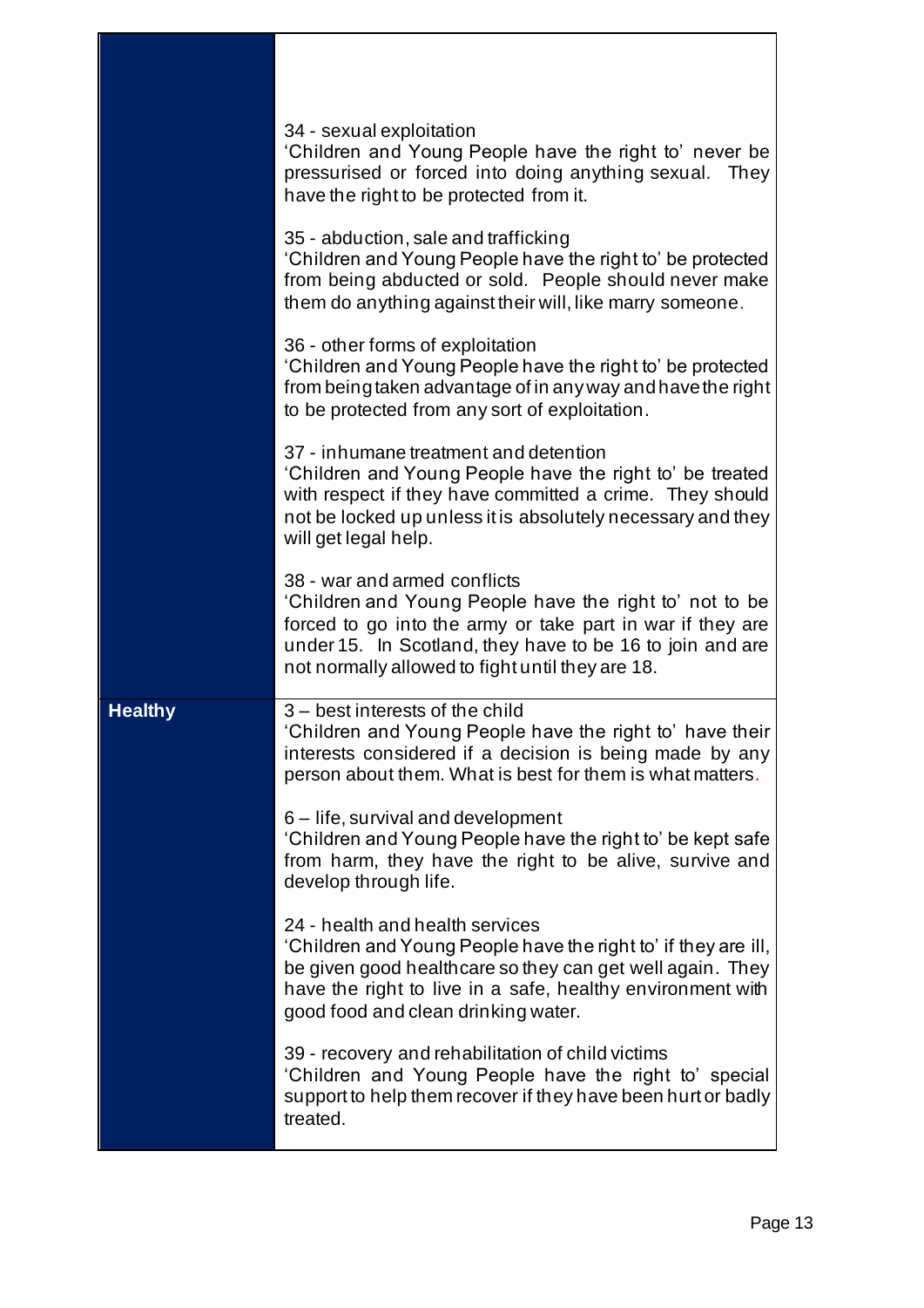| | |
|---|---|
| | 34 - sexual exploitation<br>'Children and Young People have the right to' never be pressurised or forced into doing anything sexual. They have the right to be protected from it.<br><br>35 - abduction, sale and trafficking<br>'Children and Young People have the right to' be protected from being abducted or sold. People should never make them do anything against their will, like marry someone.<br><br>36 - other forms of exploitation<br>'Children and Young People have the right to' be protected from being taken advantage of in any way and have the right to be protected from any sort of exploitation.<br><br>37 - inhumane treatment and detention<br>'Children and Young People have the right to' be treated with respect if they have committed a crime. They should not be locked up unless it is absolutely necessary and they will get legal help.<br><br>38 - war and armed conflicts<br>'Children and Young People have the right to' not to be forced to go into the army or take part in war if they are under 15. In Scotland, they have to be 16 to join and are not normally allowed to fight until they are 18. |
| **Healthy** | 3 – best interests of the child<br>'Children and Young People have the right to' have their interests considered if a decision is being made by any person about them. What is best for them is what matters.<br><br>6 – life, survival and development<br>'Children and Young People have the right to' be kept safe from harm, they have the right to be alive, survive and develop through life.<br><br>24 - health and health services<br>'Children and Young People have the right to' if they are ill, be given good healthcare so they can get well again. They have the right to live in a safe, healthy environment with good food and clean drinking water.<br><br>39 - recovery and rehabilitation of child victims<br>'Children and Young People have the right to' special support to help them recover if they have been hurt or badly treated. |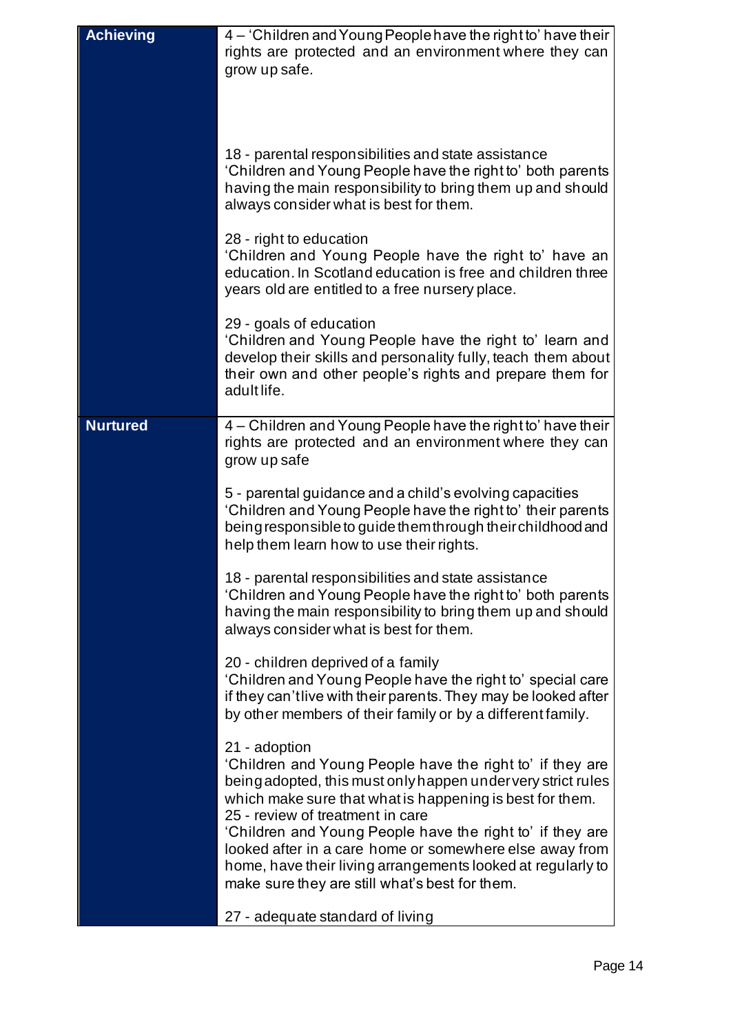| | |
|---|---|
| **Achieving** | 4 – 'Children and Young People have the right to' have their rights are protected and an environment where they can grow up safe.<br><br>18 - parental responsibilities and state assistance<br>'Children and Young People have the right to' both parents having the main responsibility to bring them up and should always consider what is best for them.<br><br>28 - right to education<br>'Children and Young People have the right to' have an education. In Scotland education is free and children three years old are entitled to a free nursery place.<br><br>29 - goals of education<br>'Children and Young People have the right to' learn and develop their skills and personality fully, teach them about their own and other people's rights and prepare them for adult life. |
| **Nurtured** | 4 – Children and Young People have the right to' have their rights are protected and an environment where they can grow up safe<br><br>5 - parental guidance and a child's evolving capacities<br>'Children and Young People have the right to' their parents being responsible to guide them through their childhood and help them learn how to use their rights.<br><br>18 - parental responsibilities and state assistance<br>'Children and Young People have the right to' both parents having the main responsibility to bring them up and should always consider what is best for them.<br><br>20 - children deprived of a family<br>'Children and Young People have the right to' special care if they can't live with their parents. They may be looked after by other members of their family or by a different family.<br><br>21 - adoption<br>'Children and Young People have the right to' if they are being adopted, this must only happen under very strict rules which make sure that what is happening is best for them.<br>25 - review of treatment in care<br>'Children and Young People have the right to' if they are looked after in a care home or somewhere else away from home, have their living arrangements looked at regularly to make sure they are still what's best for them.<br><br>27 - adequate standard of living |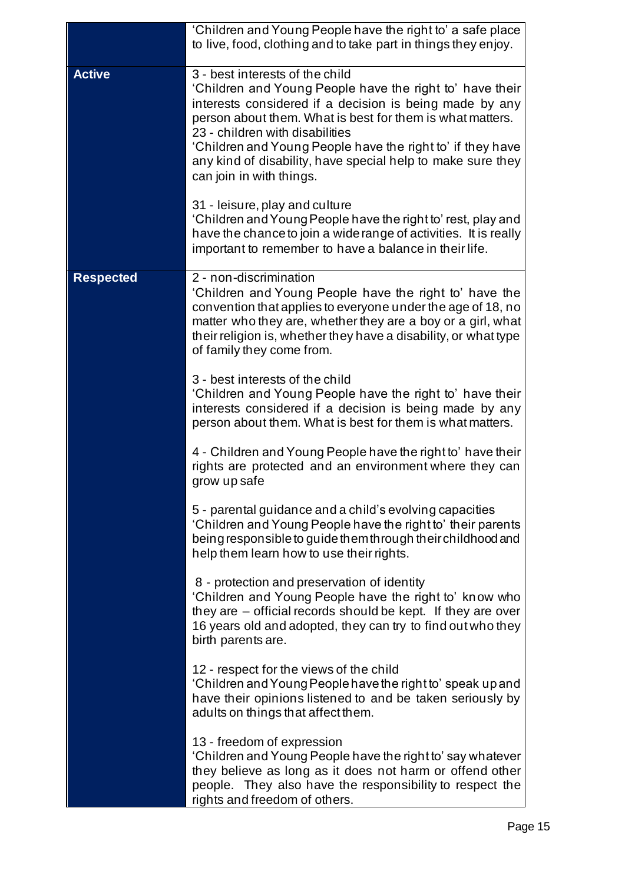| | |
|---|---|
| | 'Children and Young People have the right to' a safe place to live, food, clothing and to take part in things they enjoy. |
| **Active** | 3 - best interests of the child<br>'Children and Young People have the right to' have their interests considered if a decision is being made by any person about them. What is best for them is what matters.<br>23 - children with disabilities<br>'Children and Young People have the right to' if they have any kind of disability, have special help to make sure they can join in with things.<br><br>31 - leisure, play and culture<br>'Children and Young People have the right to' rest, play and have the chance to join a wide range of activities. It is really important to remember to have a balance in their life. |
| **Respected** | 2 - non-discrimination<br>'Children and Young People have the right to' have the convention that applies to everyone under the age of 18, no matter who they are, whether they are a boy or a girl, what their religion is, whether they have a disability, or what type of family they come from.<br><br>3 - best interests of the child<br>'Children and Young People have the right to' have their interests considered if a decision is being made by any person about them. What is best for them is what matters.<br><br>4 - Children and Young People have the right to' have their rights are protected and an environment where they can grow up safe<br><br>5 - parental guidance and a child's evolving capacities<br>'Children and Young People have the right to' their parents being responsible to guide them through their childhood and help them learn how to use their rights.<br><br>8 - protection and preservation of identity<br>'Children and Young People have the right to' know who they are – official records should be kept. If they are over 16 years old and adopted, they can try to find out who they birth parents are.<br><br>12 - respect for the views of the child<br>'Children and Young People have the right to' speak up and have their opinions listened to and be taken seriously by adults on things that affect them.<br><br>13 - freedom of expression<br>'Children and Young People have the right to' say whatever they believe as long as it does not harm or offend other people. They also have the responsibility to respect the rights and freedom of others. |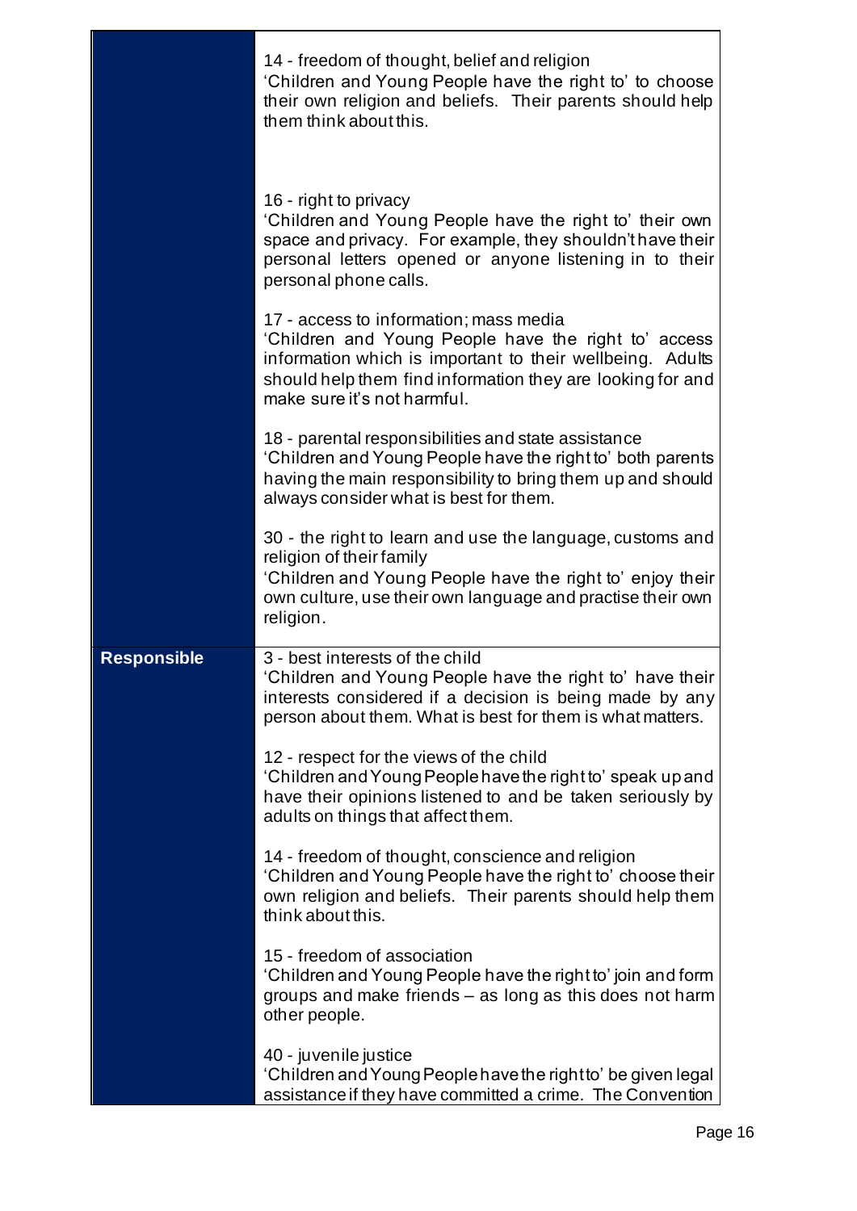| | |
|---|---|
| | 14 - freedom of thought, belief and religion<br>'Children and Young People have the right to' to choose their own religion and beliefs. Their parents should help them think about this.<br><br>16 - right to privacy<br>'Children and Young People have the right to' their own space and privacy. For example, they shouldn't have their personal letters opened or anyone listening in to their personal phone calls.<br><br>17 - access to information; mass media<br>'Children and Young People have the right to' access information which is important to their wellbeing. Adults should help them find information they are looking for and make sure it's not harmful.<br><br>18 - parental responsibilities and state assistance<br>'Children and Young People have the right to' both parents having the main responsibility to bring them up and should always consider what is best for them.<br><br>30 - the right to learn and use the language, customs and religion of their family<br>'Children and Young People have the right to' enjoy their own culture, use their own language and practise their own religion. |
| **Responsible** | 3 - best interests of the child<br>'Children and Young People have the right to' have their interests considered if a decision is being made by any person about them. What is best for them is what matters.<br><br>12 - respect for the views of the child<br>'Children and Young People have the right to' speak up and have their opinions listened to and be taken seriously by adults on things that affect them.<br><br>14 - freedom of thought, conscience and religion<br>'Children and Young People have the right to' choose their own religion and beliefs. Their parents should help them think about this.<br><br>15 - freedom of association<br>'Children and Young People have the right to' join and form groups and make friends – as long as this does not harm other people.<br><br>40 - juvenile justice<br>'Children and Young People have the right to' be given legal assistance if they have committed a crime. The Convention |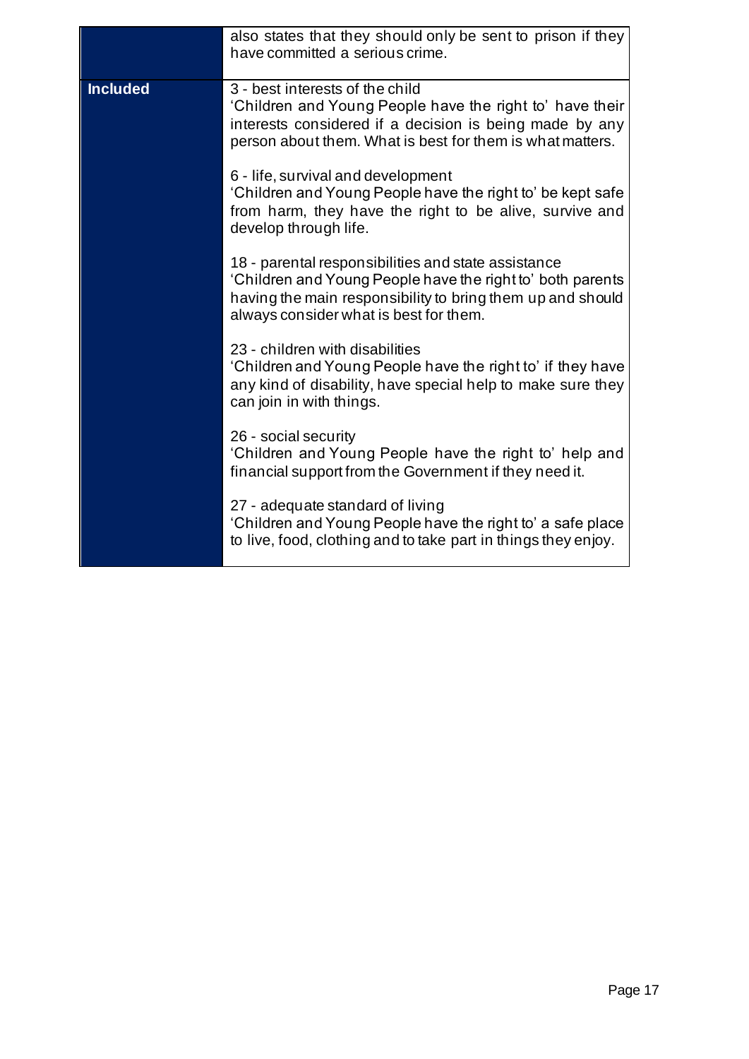| | |
|---|---|
| | also states that they should only be sent to prison if they have committed a serious crime. |
| **Included** | 3 - best interests of the child<br>'Children and Young People have the right to' have their interests considered if a decision is being made by any person about them. What is best for them is what matters.<br><br>6 - life, survival and development<br>'Children and Young People have the right to' be kept safe from harm, they have the right to be alive, survive and develop through life.<br><br>18 - parental responsibilities and state assistance<br>'Children and Young People have the right to' both parents having the main responsibility to bring them up and should always consider what is best for them.<br><br>23 - children with disabilities<br>'Children and Young People have the right to' if they have any kind of disability, have special help to make sure they can join in with things.<br><br>26 - social security<br>'Children and Young People have the right to' help and financial support from the Government if they need it.<br><br>27 - adequate standard of living<br>'Children and Young People have the right to' a safe place to live, food, clothing and to take part in things they enjoy. |